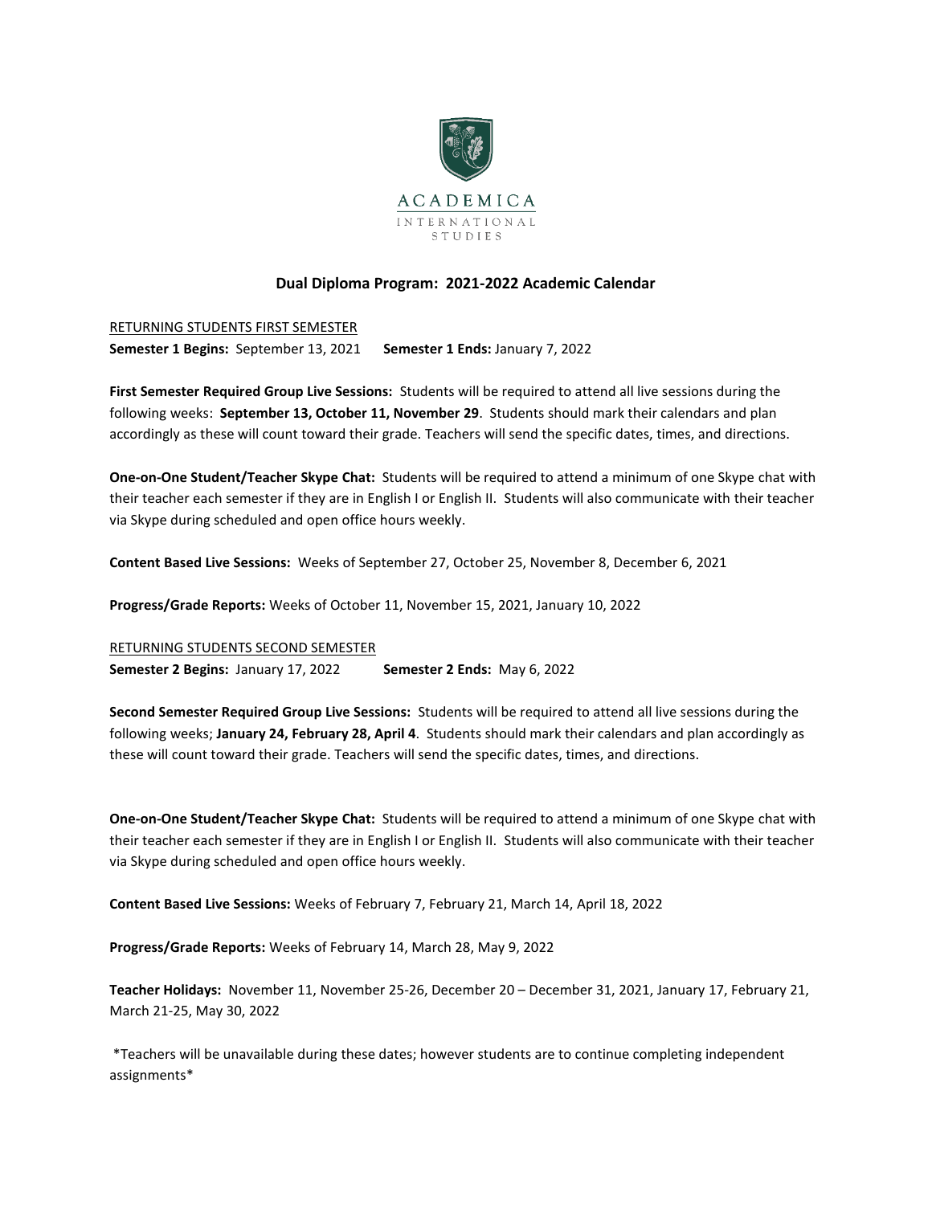ACADEMICA

INTERNATIONAL STUDIES

## Dual Diploma Program: 2021-2022 Academic Calendar

RETURNING STUDENTS FIRST SEMESTER

**Semester 1 Begins:** September 13, 2021 **Semester 1 Ends:** January 7, 2022

**First Semester Required Group Live Sessions:** Students will be required to attend all live sessions during the following weeks: **September 13, October 11, November 29**. Students should mark their calendars and plan accordingly as these will count toward their grade. Teachers will send the specific dates, times, and directions.

**One-on-One Student/Teacher Skype Chat:** Students will be required to attend a minimum of one Skype chat with their teacher each semester if they are in English I or English II. Students will also communicate with their teacher via Skype during scheduled and open office hours weekly.

**Content Based Live Sessions:** Weeks of September 27, October 25, November 8, December 6, 2021

**Progress/Grade Reports:** Weeks of October 11, November 15, 2021, January 10, 2022

RETURNING STUDENTS SECOND SEMESTER

**Semester 2 Begins:** January 17, 2022 **Semester 2 Ends:** May 6, 2022

**Second Semester Required Group Live Sessions:** Students will be required to attend all live sessions during the following weeks; **January 24, February 28, April 4**. Students should mark their calendars and plan accordingly as these will count toward their grade. Teachers will send the specific dates, times, and directions.

**One-on-One Student/Teacher Skype Chat:** Students will be required to attend a minimum of one Skype chat with their teacher each semester if they are in English I or English II. Students will also communicate with their teacher via Skype during scheduled and open office hours weekly.

**Content Based Live Sessions:** Weeks of February 7, February 21, March 14, April 18, 2022

**Progress/Grade Reports:** Weeks of February 14, March 28, May 9, 2022

**Teacher Holidays:** November 11, November 25-26, December 20 – December 31, 2021, January 17, February 21, March 21-25, May 30, 2022

*Teachers will be unavailable during these dates; however students are to continue completing independent assignments*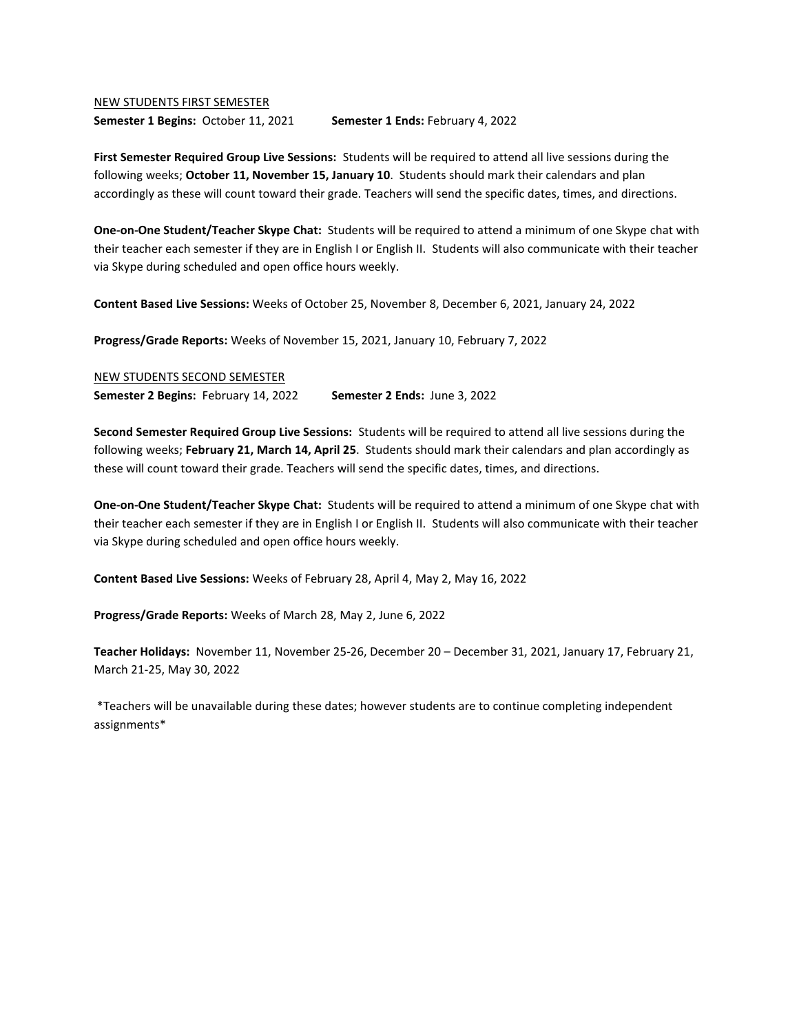<u>NEW STUDENTS FIRST SEMESTER</u>

**Semester 1 Begins:** October 11, 2021 **Semester 1 Ends:** February 4, 2022

**First Semester Required Group Live Sessions:** Students will be required to attend all live sessions during the following weeks; **October 11, November 15, January 10**. Students should mark their calendars and plan accordingly as these will count toward their grade. Teachers will send the specific dates, times, and directions.

**One-on-One Student/Teacher Skype Chat:** Students will be required to attend a minimum of one Skype chat with their teacher each semester if they are in English I or English II. Students will also communicate with their teacher via Skype during scheduled and open office hours weekly.

**Content Based Live Sessions:** Weeks of October 25, November 8, December 6, 2021, January 24, 2022

**Progress/Grade Reports:** Weeks of November 15, 2021, January 10, February 7, 2022

<u>NEW STUDENTS SECOND SEMESTER</u>

**Semester 2 Begins:** February 14, 2022 **Semester 2 Ends:** June 3, 2022

**Second Semester Required Group Live Sessions:** Students will be required to attend all live sessions during the following weeks; **February 21, March 14, April 25**. Students should mark their calendars and plan accordingly as these will count toward their grade. Teachers will send the specific dates, times, and directions.

**One-on-One Student/Teacher Skype Chat:** Students will be required to attend a minimum of one Skype chat with their teacher each semester if they are in English I or English II. Students will also communicate with their teacher via Skype during scheduled and open office hours weekly.

**Content Based Live Sessions:** Weeks of February 28, April 4, May 2, May 16, 2022

**Progress/Grade Reports:** Weeks of March 28, May 2, June 6, 2022

**Teacher Holidays:** November 11, November 25-26, December 20 – December 31, 2021, January 17, February 21, March 21-25, May 30, 2022

*Teachers will be unavailable during these dates; however students are to continue completing independent assignments*